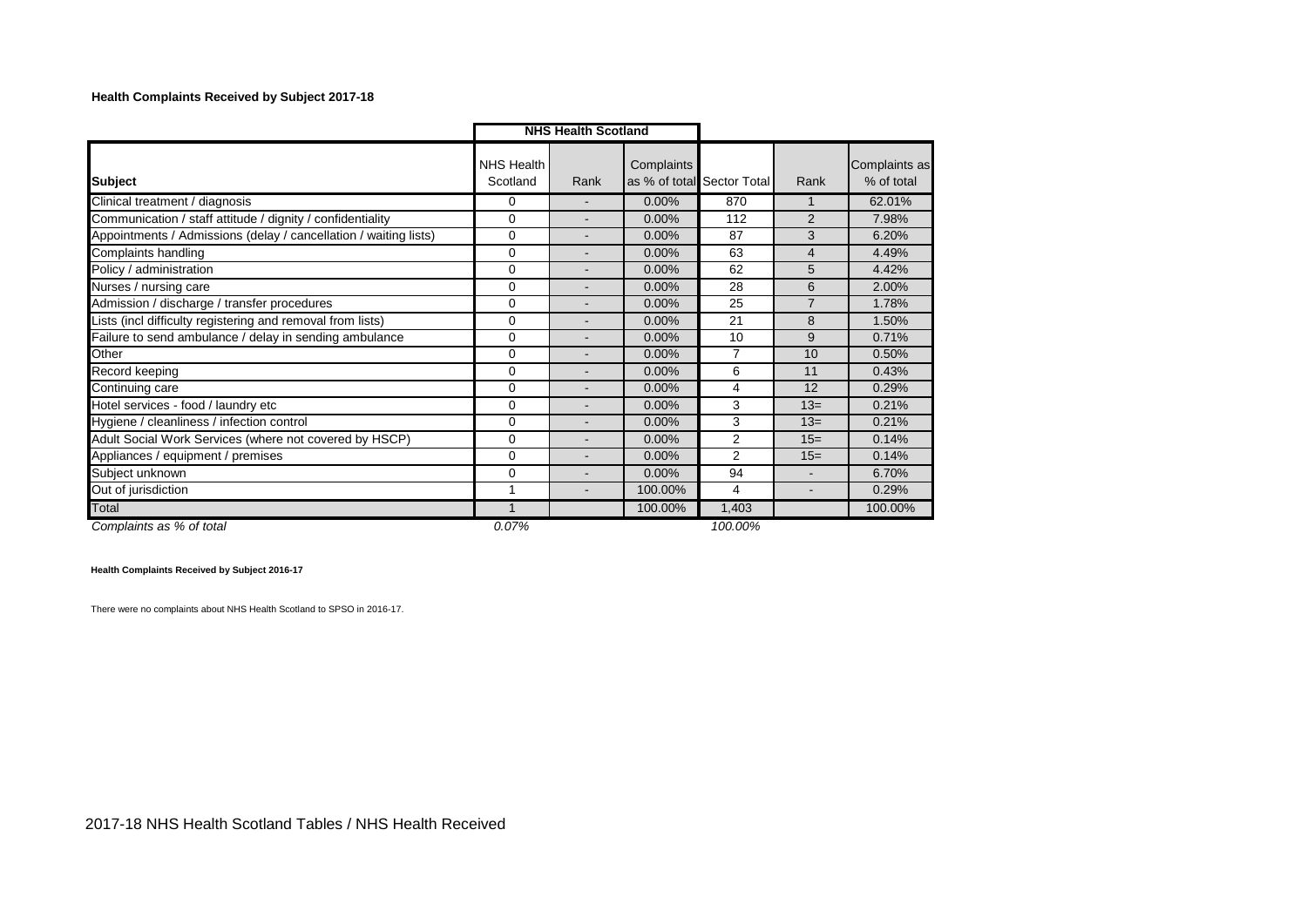**Health Complaints Received by Subject 2017-18**

| | NHS Health Scotland | | | | | |
|---|---|---|---|---|---|---|
| **Subject** | NHS Health Scotland | Rank | Complaints as % of total | Sector Total | Rank | Complaints as % of total |
| Clinical treatment / diagnosis | 0 | - | 0.00% | 870 | 1 | 62.01% |
| Communication / staff attitude / dignity / confidentiality | 0 | - | 0.00% | 112 | 2 | 7.98% |
| Appointments / Admissions (delay / cancellation / waiting lists) | 0 | - | 0.00% | 87 | 3 | 6.20% |
| Complaints handling | 0 | - | 0.00% | 63 | 4 | 4.49% |
| Policy / administration | 0 | - | 0.00% | 62 | 5 | 4.42% |
| Nurses / nursing care | 0 | - | 0.00% | 28 | 6 | 2.00% |
| Admission / discharge / transfer procedures | 0 | - | 0.00% | 25 | 7 | 1.78% |
| Lists (incl difficulty registering and removal from lists) | 0 | - | 0.00% | 21 | 8 | 1.50% |
| Failure to send ambulance / delay in sending ambulance | 0 | - | 0.00% | 10 | 9 | 0.71% |
| Other | 0 | - | 0.00% | 7 | 10 | 0.50% |
| Record keeping | 0 | - | 0.00% | 6 | 11 | 0.43% |
| Continuing care | 0 | - | 0.00% | 4 | 12 | 0.29% |
| Hotel services - food / laundry etc | 0 | - | 0.00% | 3 | 13= | 0.21% |
| Hygiene / cleanliness / infection control | 0 | - | 0.00% | 3 | 13= | 0.21% |
| Adult Social Work Services (where not covered by HSCP) | 0 | - | 0.00% | 2 | 15= | 0.14% |
| Appliances / equipment / premises | 0 | - | 0.00% | 2 | 15= | 0.14% |
| Subject unknown | 0 | - | 0.00% | 94 | - | 6.70% |
| Out of jurisdiction | 1 | - | 100.00% | 4 | - | 0.29% |
| Total | 1 | | 100.00% | 1,403 | | 100.00% |
| *Complaints as % of total* | *0.07%* | | | *100.00%* | | |

**Health Complaints Received by Subject 2016-17**

There were no complaints about NHS Health Scotland to SPSO in 2016-17.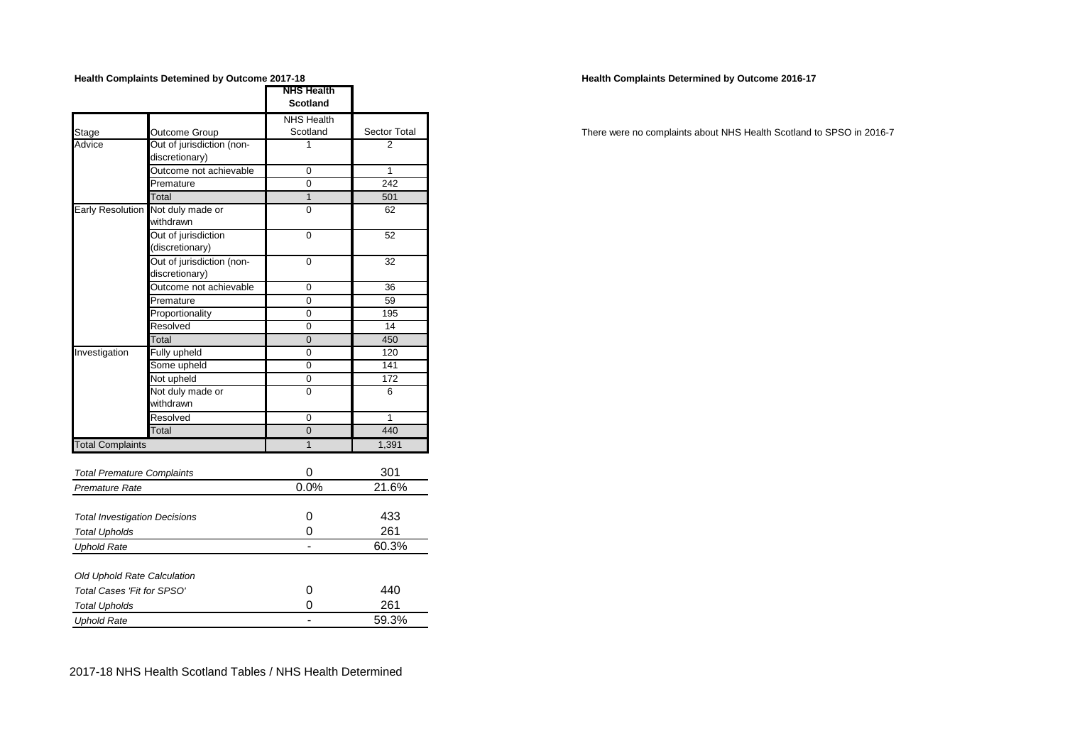**Health Complaints Detemined by Outcome 2017-18**

| | | NHS Health Scotland | |
|---|---|---|---|
| Stage | Outcome Group | NHS Health Scotland | Sector Total |
| Advice | Out of jurisdiction (non-discretionary) | 1 | 2 |
| | Outcome not achievable | 0 | 1 |
| | Premature | 0 | 242 |
| | Total | 1 | 501 |
| Early Resolution | Not duly made or withdrawn | 0 | 62 |
| | Out of jurisdiction (discretionary) | 0 | 52 |
| | Out of jurisdiction (non-discretionary) | 0 | 32 |
| | Outcome not achievable | 0 | 36 |
| | Premature | 0 | 59 |
| | Proportionality | 0 | 195 |
| | Resolved | 0 | 14 |
| | Total | 0 | 450 |
| Investigation | Fully upheld | 0 | 120 |
| | Some upheld | 0 | 141 |
| | Not upheld | 0 | 172 |
| | Not duly made or withdrawn | 0 | 6 |
| | Resolved | 0 | 1 |
| | Total | 0 | 440 |
| Total Complaints | | 1 | 1,391 |

| | NHS Health Scotland | Sector Total |
|---|---|---|
| *Total Premature Complaints* | 0 | 301 |
| *Premature Rate* | 0.0% | 21.6% |
| | | |
| *Total Investigation Decisions* | 0 | 433 |
| *Total Upholds* | 0 | 261 |
| *Uphold Rate* | - | 60.3% |
| | | |
| *Old Uphold Rate Calculation* | | |
| *Total Cases 'Fit for SPSO'* | 0 | 440 |
| *Total Upholds* | 0 | 261 |
| *Uphold Rate* | - | 59.3% |

**Health Complaints Determined by Outcome 2016-17**

There were no complaints about NHS Health Scotland to SPSO in 2016-7

2017-18 NHS Health Scotland Tables / NHS Health Determined